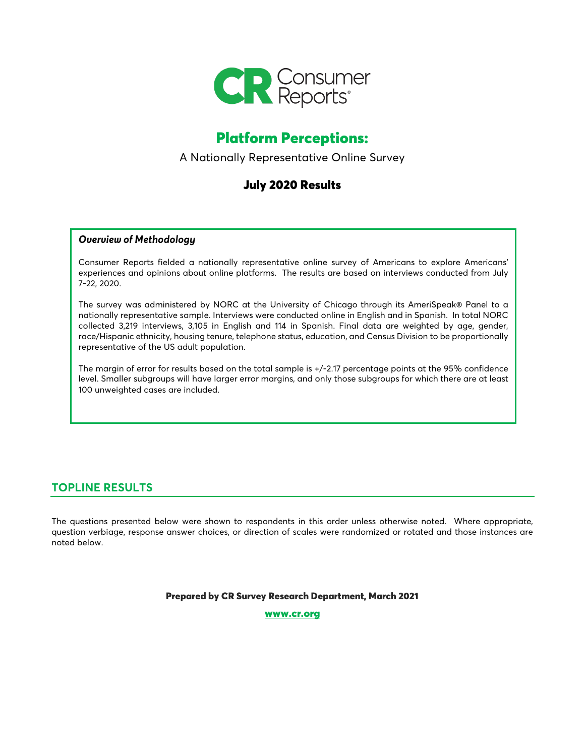Consumer Reports

# Platform Perceptions:

A Nationally Representative Online Survey

## July 2020 Results

***Overview of Methodology***

Consumer Reports fielded a nationally representative online survey of Americans to explore Americans' experiences and opinions about online platforms. The results are based on interviews conducted from July 7-22, 2020.

The survey was administered by NORC at the University of Chicago through its AmeriSpeak® Panel to a nationally representative sample. Interviews were conducted online in English and in Spanish. In total NORC collected 3,219 interviews, 3,105 in English and 114 in Spanish. Final data are weighted by age, gender, race/Hispanic ethnicity, housing tenure, telephone status, education, and Census Division to be proportionally representative of the US adult population.

The margin of error for results based on the total sample is +/-2.17 percentage points at the 95% confidence level. Smaller subgroups will have larger error margins, and only those subgroups for which there are at least 100 unweighted cases are included.

## TOPLINE RESULTS

The questions presented below were shown to respondents in this order unless otherwise noted. Where appropriate, question verbiage, response answer choices, or direction of scales were randomized or rotated and those instances are noted below.

**Prepared by CR Survey Research Department, March 2021**

**www.cr.org**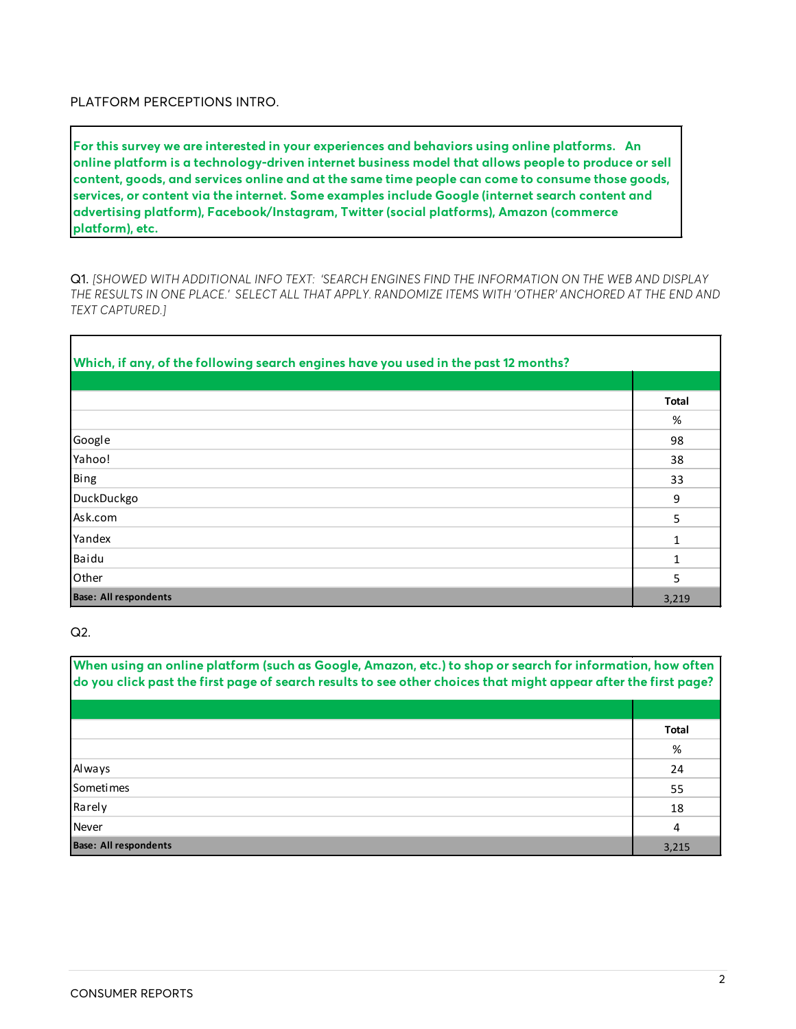PLATFORM PERCEPTIONS INTRO.

**For this survey we are interested in your experiences and behaviors using online platforms. An online platform is a technology-driven internet business model that allows people to produce or sell content, goods, and services online and at the same time people can come to consume those goods, services, or content via the internet. Some examples include Google (internet search content and advertising platform), Facebook/Instagram, Twitter (social platforms), Amazon (commerce platform), etc.**

Q1. *[SHOWED WITH ADDITIONAL INFO TEXT: 'SEARCH ENGINES FIND THE INFORMATION ON THE WEB AND DISPLAY THE RESULTS IN ONE PLACE.' SELECT ALL THAT APPLY. RANDOMIZE ITEMS WITH 'OTHER' ANCHORED AT THE END AND TEXT CAPTURED.]*

**Which, if any, of the following search engines have you used in the past 12 months?**

| | Total |
|---|---|
| | % |
| Google | 98 |
| Yahoo! | 38 |
| Bing | 33 |
| DuckDuckgo | 9 |
| Ask.com | 5 |
| Yandex | 1 |
| Baidu | 1 |
| Other | 5 |
| **Base: All respondents** | 3,219 |

Q2.

**When using an online platform (such as Google, Amazon, etc.) to shop or search for information, how often do you click past the first page of search results to see other choices that might appear after the first page?**

| | Total |
|---|---|
| | % |
| Always | 24 |
| Sometimes | 55 |
| Rarely | 18 |
| Never | 4 |
| **Base: All respondents** | 3,215 |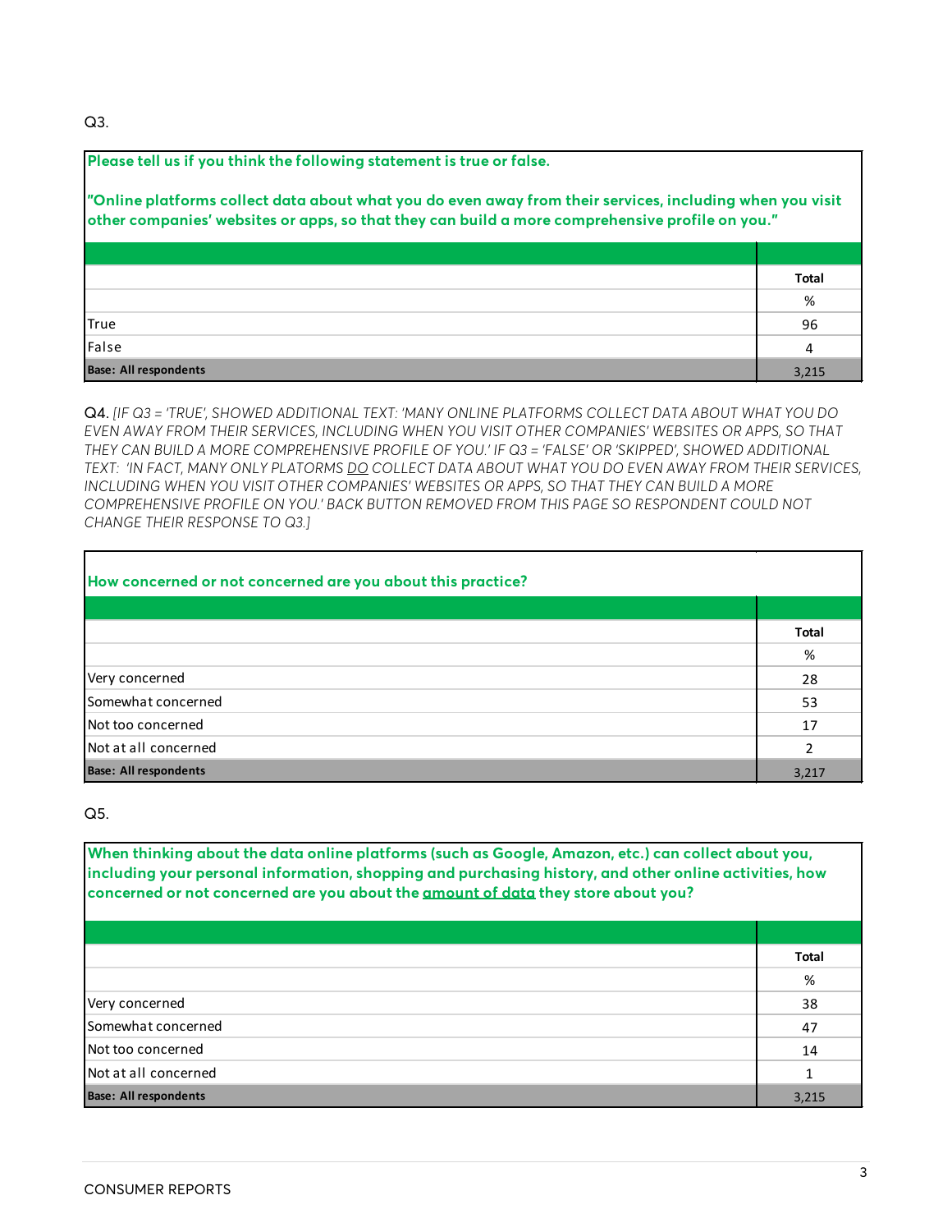Q3.

**Please tell us if you think the following statement is true or false.**

**"Online platforms collect data about what you do even away from their services, including when you visit other companies' websites or apps, so that they can build a more comprehensive profile on you."**

| | Total |
|---|---|
| | % |
| True | 96 |
| False | 4 |
| **Base: All respondents** | 3,215 |

Q4. *[IF Q3 = 'TRUE', SHOWED ADDITIONAL TEXT: 'MANY ONLINE PLATFORMS COLLECT DATA ABOUT WHAT YOU DO EVEN AWAY FROM THEIR SERVICES, INCLUDING WHEN YOU VISIT OTHER COMPANIES' WEBSITES OR APPS, SO THAT THEY CAN BUILD A MORE COMPREHENSIVE PROFILE OF YOU.' IF Q3 = 'FALSE' OR 'SKIPPED', SHOWED ADDITIONAL TEXT: 'IN FACT, MANY ONLY PLATORMS DO COLLECT DATA ABOUT WHAT YOU DO EVEN AWAY FROM THEIR SERVICES, INCLUDING WHEN YOU VISIT OTHER COMPANIES' WEBSITES OR APPS, SO THAT THEY CAN BUILD A MORE COMPREHENSIVE PROFILE ON YOU.' BACK BUTTON REMOVED FROM THIS PAGE SO RESPONDENT COULD NOT CHANGE THEIR RESPONSE TO Q3.]*

**How concerned or not concerned are you about this practice?**

| | Total |
|---|---|
| | % |
| Very concerned | 28 |
| Somewhat concerned | 53 |
| Not too concerned | 17 |
| Not at all concerned | 2 |
| **Base: All respondents** | 3,217 |

Q5.

**When thinking about the data online platforms (such as Google, Amazon, etc.) can collect about you, including your personal information, shopping and purchasing history, and other online activities, how concerned or not concerned are you about the amount of data they store about you?**

| | Total |
|---|---|
| | % |
| Very concerned | 38 |
| Somewhat concerned | 47 |
| Not too concerned | 14 |
| Not at all concerned | 1 |
| **Base: All respondents** | 3,215 |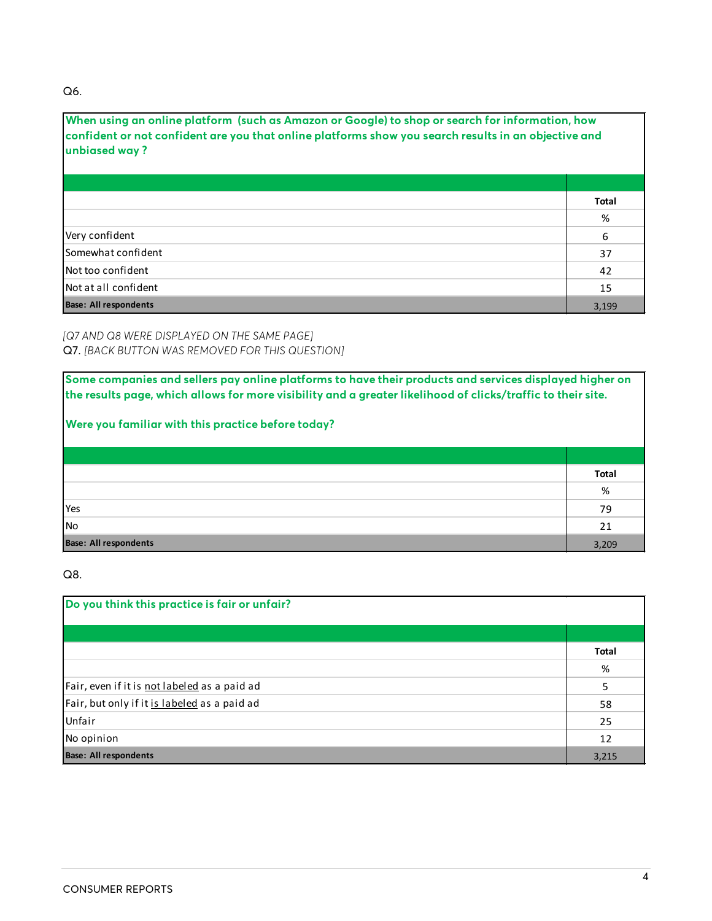Q6.

**When using an online platform (such as Amazon or Google) to shop or search for information, how confident or not confident are you that online platforms show you search results in an objective and unbiased way?**

| | Total |
|---|---|
| | % |
| Very confident | 6 |
| Somewhat confident | 37 |
| Not too confident | 42 |
| Not at all confident | 15 |
| **Base: All respondents** | 3,199 |

*[Q7 AND Q8 WERE DISPLAYED ON THE SAME PAGE]*

Q7. *[BACK BUTTON WAS REMOVED FOR THIS QUESTION]*

**Some companies and sellers pay online platforms to have their products and services displayed higher on the results page, which allows for more visibility and a greater likelihood of clicks/traffic to their site.**

**Were you familiar with this practice before today?**

| | Total |
|---|---|
| | % |
| Yes | 79 |
| No | 21 |
| **Base: All respondents** | 3,209 |

Q8.

**Do you think this practice is fair or unfair?**

| | Total |
|---|---|
| | % |
| Fair, even if it is <u>not labeled</u> as a paid ad | 5 |
| Fair, but only if it <u>is labeled</u> as a paid ad | 58 |
| Unfair | 25 |
| No opinion | 12 |
| **Base: All respondents** | 3,215 |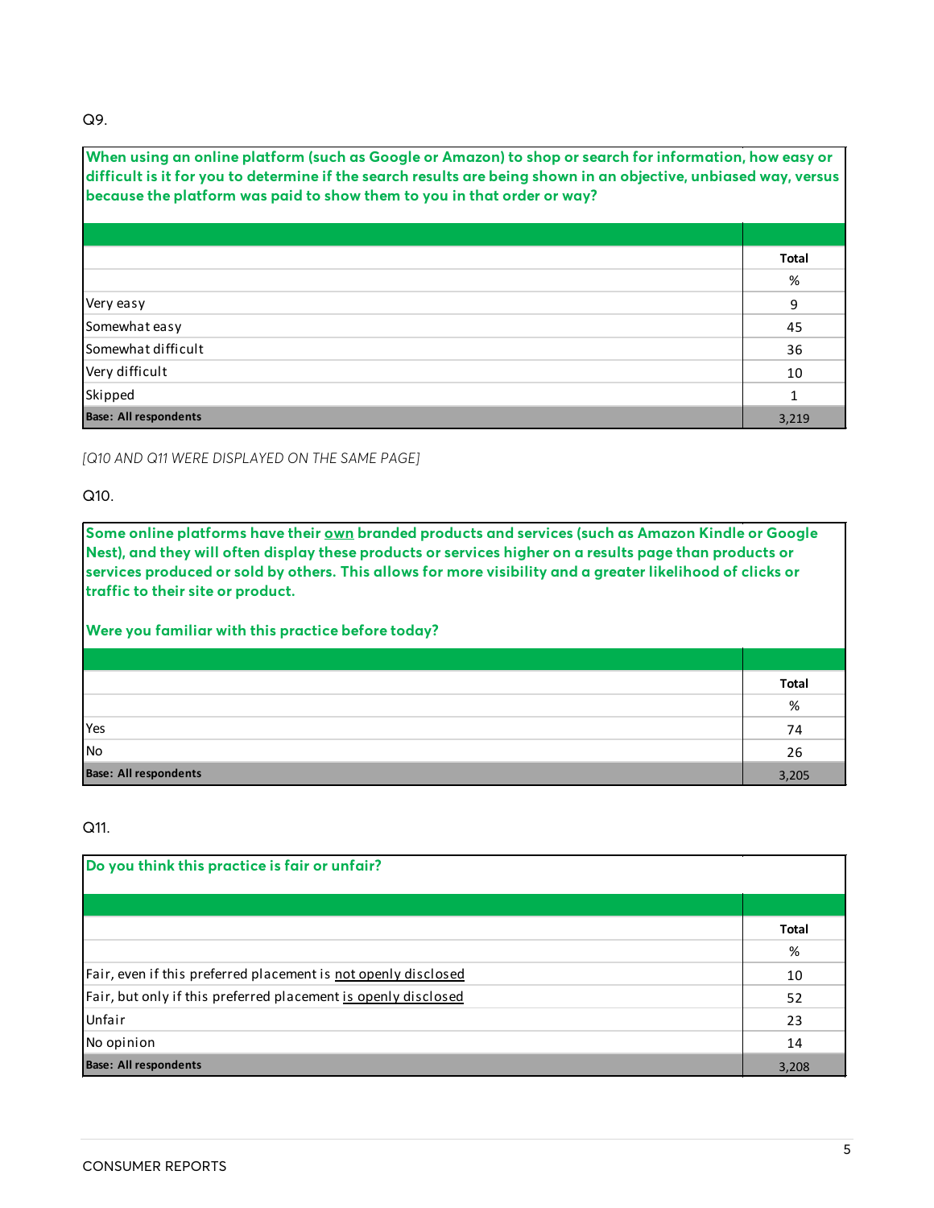Q9.

**When using an online platform (such as Google or Amazon) to shop or search for information, how easy or difficult is it for you to determine if the search results are being shown in an objective, unbiased way, versus because the platform was paid to show them to you in that order or way?**

| | Total |
|---|---|
| | % |
| Very easy | 9 |
| Somewhat easy | 45 |
| Somewhat difficult | 36 |
| Very difficult | 10 |
| Skipped | 1 |
| **Base: All respondents** | 3,219 |

*[Q10 AND Q11 WERE DISPLAYED ON THE SAME PAGE]*

Q10.

**Some online platforms have their <u>own</u> branded products and services (such as Amazon Kindle or Google Nest), and they will often display these products or services higher on a results page than products or services produced or sold by others. This allows for more visibility and a greater likelihood of clicks or traffic to their site or product.**

**Were you familiar with this practice before today?**

| | Total |
|---|---|
| | % |
| Yes | 74 |
| No | 26 |
| **Base: All respondents** | 3,205 |

Q11.

**Do you think this practice is fair or unfair?**

| | Total |
|---|---|
| | % |
| Fair, even if this preferred placement is <u>not openly disclosed</u> | 10 |
| Fair, but only if this preferred placement <u>is openly disclosed</u> | 52 |
| Unfair | 23 |
| No opinion | 14 |
| **Base: All respondents** | 3,208 |

CONSUMER REPORTS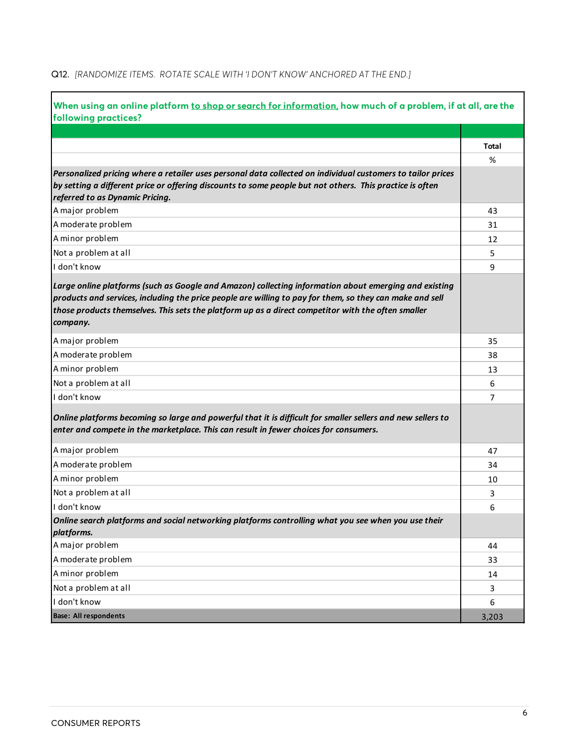Q12. *[RANDOMIZE ITEMS. ROTATE SCALE WITH 'I DON'T KNOW' ANCHORED AT THE END.]*

| When using an online platform <u>to shop or search for information,</u> how much of a problem, if at all, are the following practices? | Total |
|---|---|
| | % |
| ***Personalized pricing where a retailer uses personal data collected on individual customers to tailor prices by setting a different price or offering discounts to some people but not others. This practice is often referred to as Dynamic Pricing.*** | |
| A major problem | 43 |
| A moderate problem | 31 |
| A minor problem | 12 |
| Not a problem at all | 5 |
| I don't know | 9 |
| ***Large online platforms (such as Google and Amazon) collecting information about emerging and existing products and services, including the price people are willing to pay for them, so they can make and sell those products themselves. This sets the platform up as a direct competitor with the often smaller company.*** | |
| A major problem | 35 |
| A moderate problem | 38 |
| A minor problem | 13 |
| Not a problem at all | 6 |
| I don't know | 7 |
| ***Online platforms becoming so large and powerful that it is difficult for smaller sellers and new sellers to enter and compete in the marketplace. This can result in fewer choices for consumers.*** | |
| A major problem | 47 |
| A moderate problem | 34 |
| A minor problem | 10 |
| Not a problem at all | 3 |
| I don't know | 6 |
| ***Online search platforms and social networking platforms controlling what you see when you use their platforms.*** | |
| A major problem | 44 |
| A moderate problem | 33 |
| A minor problem | 14 |
| Not a problem at all | 3 |
| I don't know | 6 |
| **Base: All respondents** | 3,203 |

CONSUMER REPORTS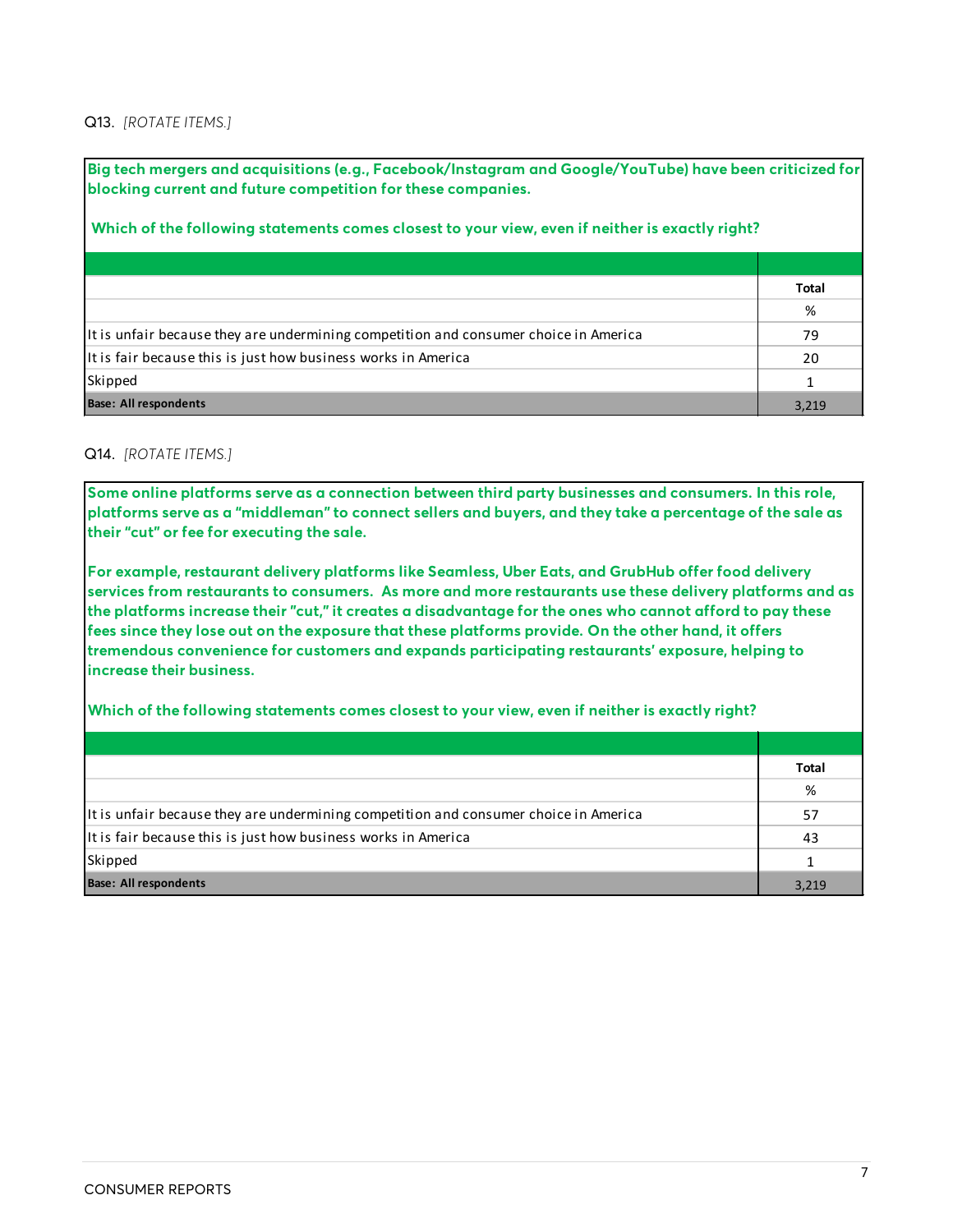Q13. *[ROTATE ITEMS.]*

**Big tech mergers and acquisitions (e.g., Facebook/Instagram and Google/YouTube) have been criticized for blocking current and future competition for these companies.**

**Which of the following statements comes closest to your view, even if neither is exactly right?**

| | Total |
|---|---|
| | % |
| It is unfair because they are undermining competition and consumer choice in America | 79 |
| It is fair because this is just how business works in America | 20 |
| Skipped | 1 |
| **Base: All respondents** | 3,219 |

Q14. *[ROTATE ITEMS.]*

**Some online platforms serve as a connection between third party businesses and consumers. In this role, platforms serve as a "middleman" to connect sellers and buyers, and they take a percentage of the sale as their "cut" or fee for executing the sale.**

**For example, restaurant delivery platforms like Seamless, Uber Eats, and GrubHub offer food delivery services from restaurants to consumers. As more and more restaurants use these delivery platforms and as the platforms increase their "cut," it creates a disadvantage for the ones who cannot afford to pay these fees since they lose out on the exposure that these platforms provide. On the other hand, it offers tremendous convenience for customers and expands participating restaurants' exposure, helping to increase their business.**

**Which of the following statements comes closest to your view, even if neither is exactly right?**

| | Total |
|---|---|
| | % |
| It is unfair because they are undermining competition and consumer choice in America | 57 |
| It is fair because this is just how business works in America | 43 |
| Skipped | 1 |
| **Base: All respondents** | 3,219 |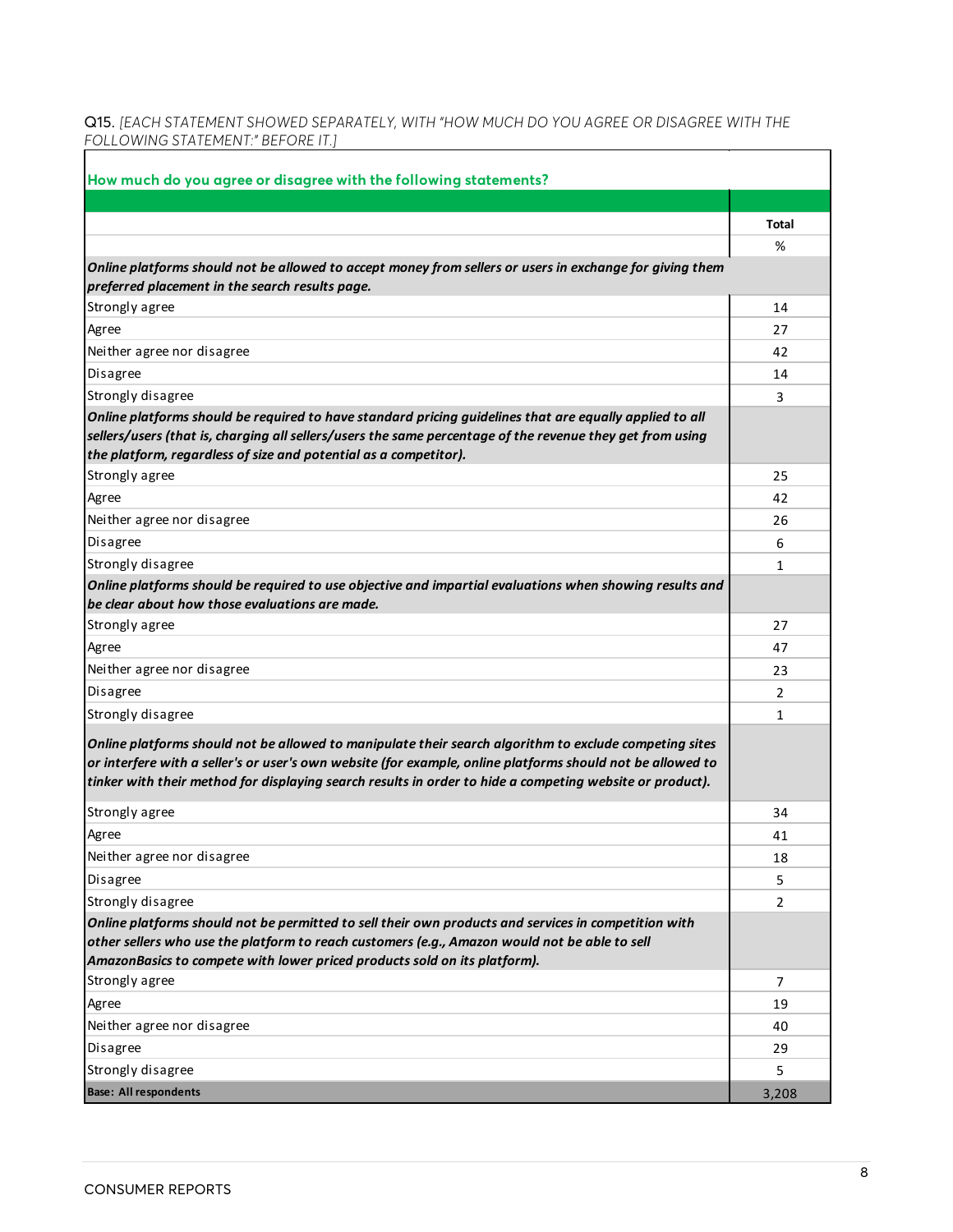Q15. *[EACH STATEMENT SHOWED SEPARATELY, WITH "HOW MUCH DO YOU AGREE OR DISAGREE WITH THE FOLLOWING STATEMENT:" BEFORE IT.]*

**How much do you agree or disagree with the following statements?**

| | Total |
|---|---|
| | % |
| ***Online platforms should not be allowed to accept money from sellers or users in exchange for giving them preferred placement in the search results page.*** | |
| Strongly agree | 14 |
| Agree | 27 |
| Neither agree nor disagree | 42 |
| Disagree | 14 |
| Strongly disagree | 3 |
| ***Online platforms should be required to have standard pricing guidelines that are equally applied to all sellers/users (that is, charging all sellers/users the same percentage of the revenue they get from using the platform, regardless of size and potential as a competitor).*** | |
| Strongly agree | 25 |
| Agree | 42 |
| Neither agree nor disagree | 26 |
| Disagree | 6 |
| Strongly disagree | 1 |
| ***Online platforms should be required to use objective and impartial evaluations when showing results and be clear about how those evaluations are made.*** | |
| Strongly agree | 27 |
| Agree | 47 |
| Neither agree nor disagree | 23 |
| Disagree | 2 |
| Strongly disagree | 1 |
| ***Online platforms should not be allowed to manipulate their search algorithm to exclude competing sites or interfere with a seller's or user's own website (for example, online platforms should not be allowed to tinker with their method for displaying search results in order to hide a competing website or product).*** | |
| Strongly agree | 34 |
| Agree | 41 |
| Neither agree nor disagree | 18 |
| Disagree | 5 |
| Strongly disagree | 2 |
| ***Online platforms should not be permitted to sell their own products and services in competition with other sellers who use the platform to reach customers (e.g., Amazon would not be able to sell AmazonBasics to compete with lower priced products sold on its platform).*** | |
| Strongly agree | 7 |
| Agree | 19 |
| Neither agree nor disagree | 40 |
| Disagree | 29 |
| Strongly disagree | 5 |
| **Base: All respondents** | 3,208 |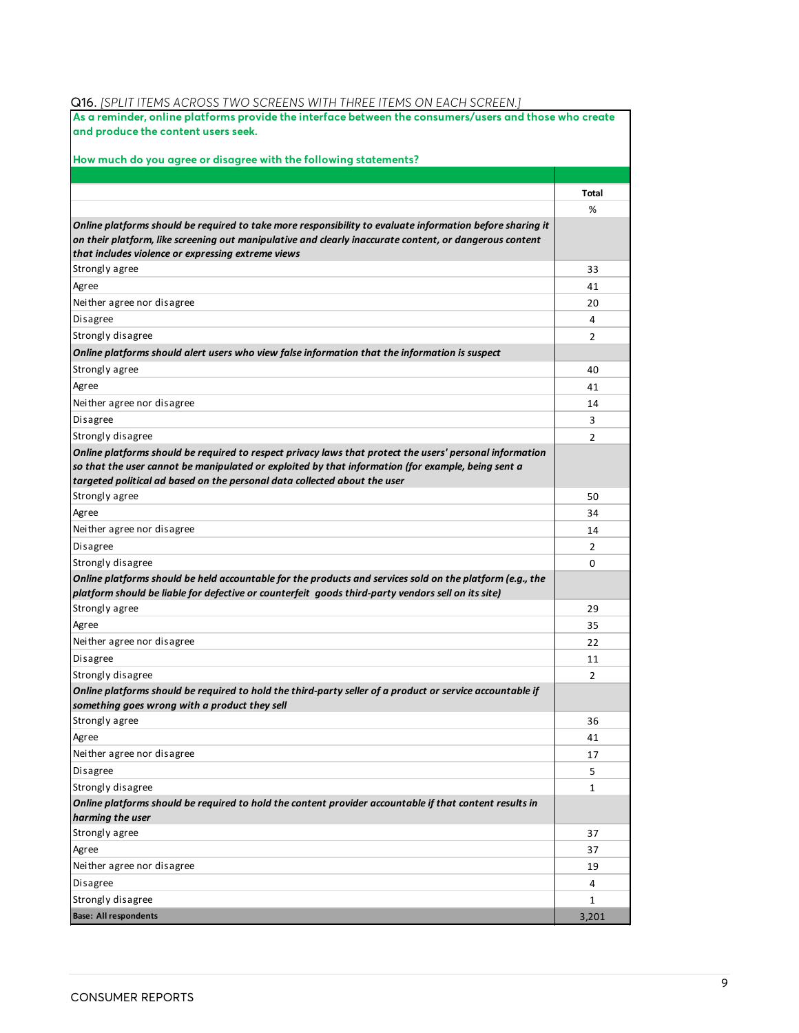Q16. *[SPLIT ITEMS ACROSS TWO SCREENS WITH THREE ITEMS ON EACH SCREEN.]*

**As a reminder, online platforms provide the interface between the consumers/users and those who create and produce the content users seek.**

**How much do you agree or disagree with the following statements?**

| | Total |
|---|---|
| | % |
| ***Online platforms should be required to take more responsibility to evaluate information before sharing it on their platform, like screening out manipulative and clearly inaccurate content, or dangerous content that includes violence or expressing extreme views*** | |
| Strongly agree | 33 |
| Agree | 41 |
| Neither agree nor disagree | 20 |
| Disagree | 4 |
| Strongly disagree | 2 |
| ***Online platforms should alert users who view false information that the information is suspect*** | |
| Strongly agree | 40 |
| Agree | 41 |
| Neither agree nor disagree | 14 |
| Disagree | 3 |
| Strongly disagree | 2 |
| ***Online platforms should be required to respect privacy laws that protect the users' personal information so that the user cannot be manipulated or exploited by that information (for example, being sent a targeted political ad based on the personal data collected about the user*** | |
| Strongly agree | 50 |
| Agree | 34 |
| Neither agree nor disagree | 14 |
| Disagree | 2 |
| Strongly disagree | 0 |
| ***Online platforms should be held accountable for the products and services sold on the platform (e.g., the platform should be liable for defective or counterfeit goods third-party vendors sell on its site)*** | |
| Strongly agree | 29 |
| Agree | 35 |
| Neither agree nor disagree | 22 |
| Disagree | 11 |
| Strongly disagree | 2 |
| ***Online platforms should be required to hold the third-party seller of a product or service accountable if something goes wrong with a product they sell*** | |
| Strongly agree | 36 |
| Agree | 41 |
| Neither agree nor disagree | 17 |
| Disagree | 5 |
| Strongly disagree | 1 |
| ***Online platforms should be required to hold the content provider accountable if that content results in harming the user*** | |
| Strongly agree | 37 |
| Agree | 37 |
| Neither agree nor disagree | 19 |
| Disagree | 4 |
| Strongly disagree | 1 |
| **Base: All respondents** | 3,201 |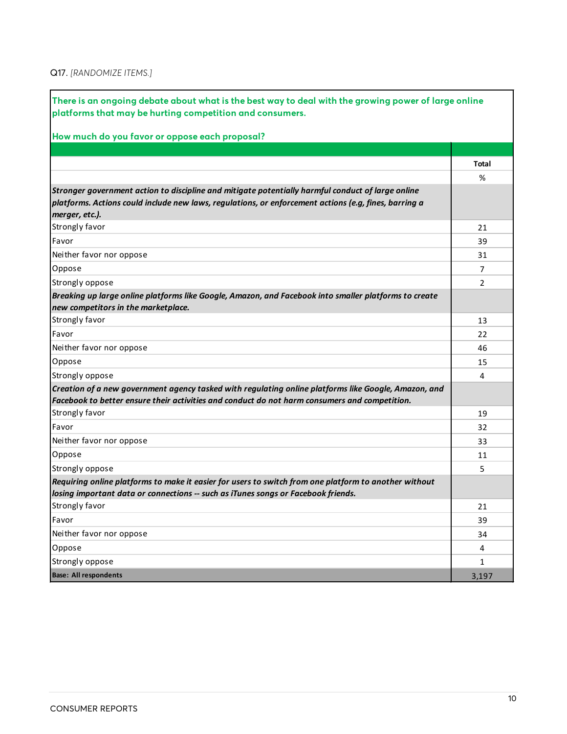Q17. *[RANDOMIZE ITEMS.]*

**There is an ongoing debate about what is the best way to deal with the growing power of large online platforms that may be hurting competition and consumers.**

**How much do you favor or oppose each proposal?**

| | Total |
|---|---|
| | % |
| ***Stronger government action to discipline and mitigate potentially harmful conduct of large online platforms. Actions could include new laws, regulations, or enforcement actions (e.g, fines, barring a merger, etc.).*** | |
| Strongly favor | 21 |
| Favor | 39 |
| Neither favor nor oppose | 31 |
| Oppose | 7 |
| Strongly oppose | 2 |
| ***Breaking up large online platforms like Google, Amazon, and Facebook into smaller platforms to create new competitors in the marketplace.*** | |
| Strongly favor | 13 |
| Favor | 22 |
| Neither favor nor oppose | 46 |
| Oppose | 15 |
| Strongly oppose | 4 |
| ***Creation of a new government agency tasked with regulating online platforms like Google, Amazon, and Facebook to better ensure their activities and conduct do not harm consumers and competition.*** | |
| Strongly favor | 19 |
| Favor | 32 |
| Neither favor nor oppose | 33 |
| Oppose | 11 |
| Strongly oppose | 5 |
| ***Requiring online platforms to make it easier for users to switch from one platform to another without losing important data or connections -- such as iTunes songs or Facebook friends.*** | |
| Strongly favor | 21 |
| Favor | 39 |
| Neither favor nor oppose | 34 |
| Oppose | 4 |
| Strongly oppose | 1 |
| **Base: All respondents** | 3,197 |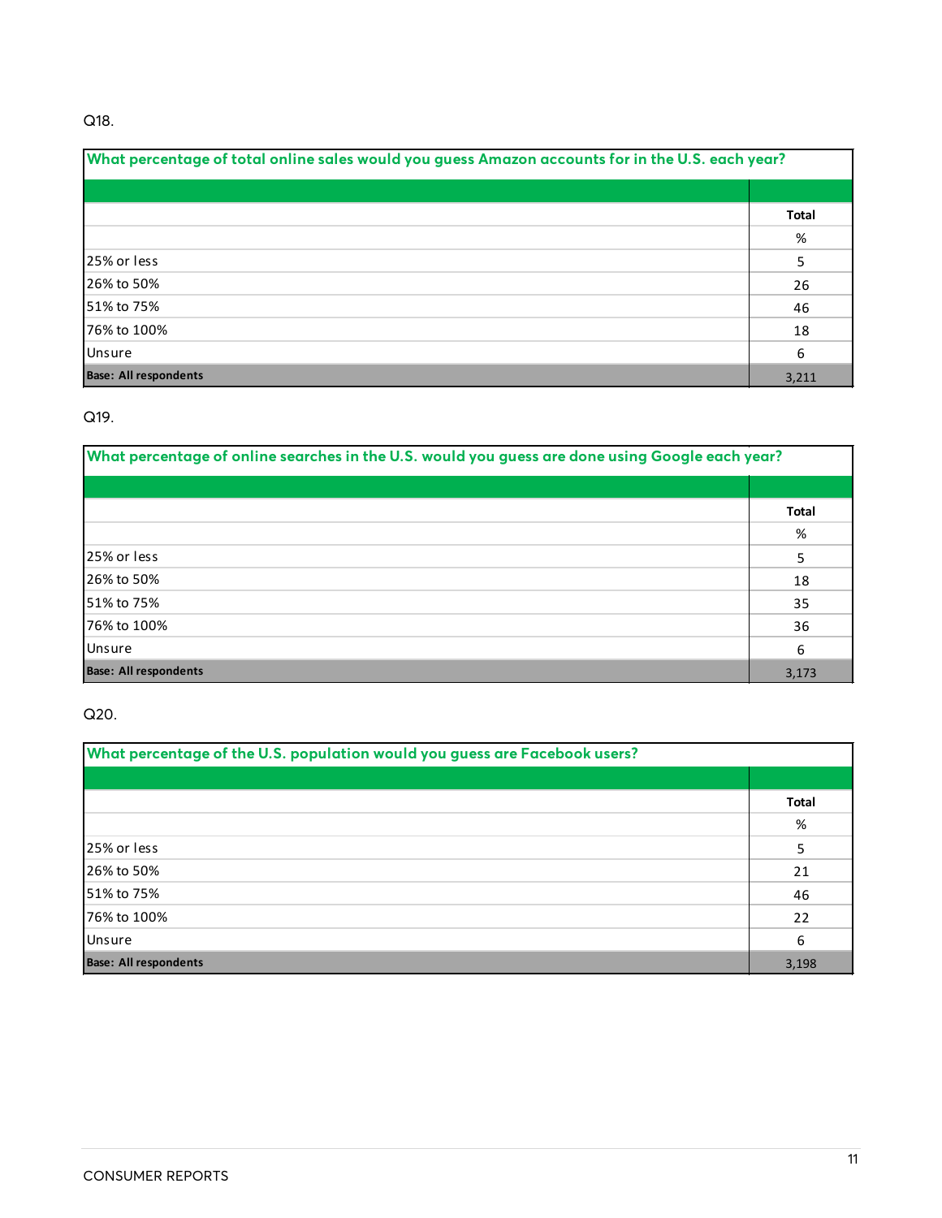Q18.

| What percentage of total online sales would you guess Amazon accounts for in the U.S. each year? | |
|---|---|
| | **Total** |
| | % |
| 25% or less | 5 |
| 26% to 50% | 26 |
| 51% to 75% | 46 |
| 76% to 100% | 18 |
| Unsure | 6 |
| **Base: All respondents** | 3,211 |

Q19.

| What percentage of online searches in the U.S. would you guess are done using Google each year? | |
|---|---|
| | **Total** |
| | % |
| 25% or less | 5 |
| 26% to 50% | 18 |
| 51% to 75% | 35 |
| 76% to 100% | 36 |
| Unsure | 6 |
| **Base: All respondents** | 3,173 |

Q20.

| What percentage of the U.S. population would you guess are Facebook users? | |
|---|---|
| | **Total** |
| | % |
| 25% or less | 5 |
| 26% to 50% | 21 |
| 51% to 75% | 46 |
| 76% to 100% | 22 |
| Unsure | 6 |
| **Base: All respondents** | 3,198 |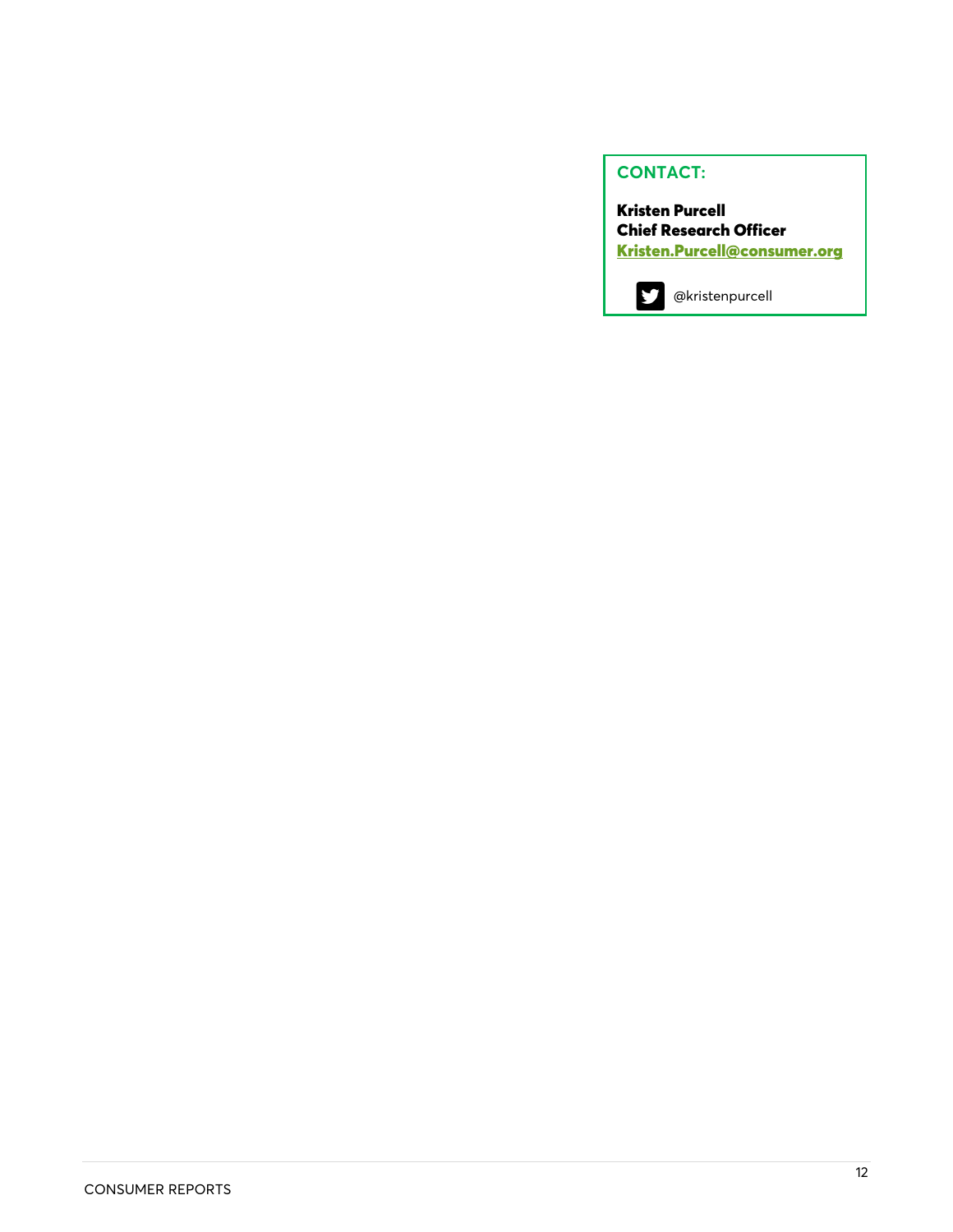**CONTACT:**

**Kristen Purcell**
**Chief Research Officer**
**Kristen.Purcell@consumer.org**

@kristenpurcell